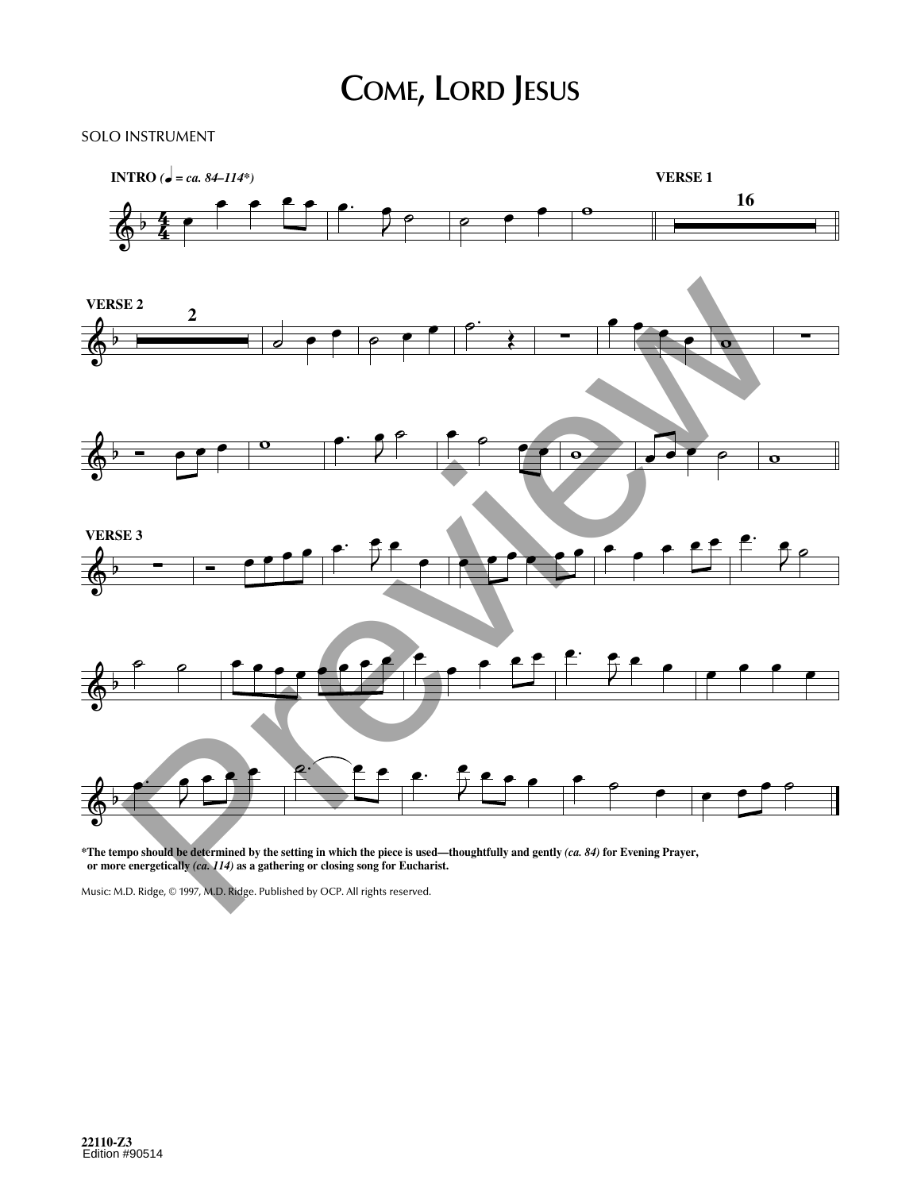# Come, Lord Jesus

SOLO INSTRUMENT

**INTRO** *(♩ = ca. 84–114*)*

**VERSE 1**

**16**

**VERSE 2**

**2**

**VERSE 3**

**\*The tempo should be determined by the setting in which the piece is used—thoughtfully and gently *(ca. 84)* for Evening Prayer, or more energetically *(ca. 114)* as a gathering or closing song for Eucharist.**

Music: M.D. Ridge, © 1997, M.D. Ridge. Published by OCP. All rights reserved.

**22110-Z3**
Edition #90514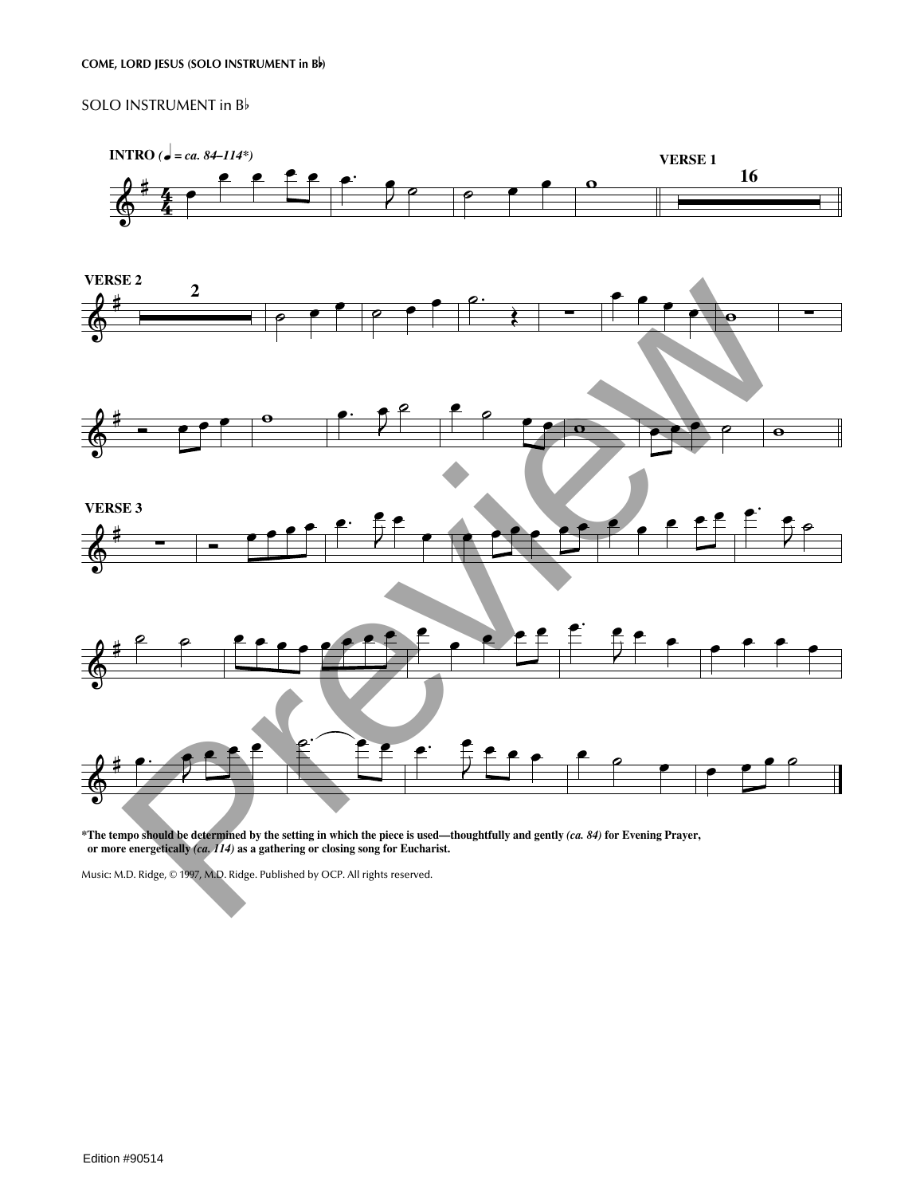COME, LORD JESUS (SOLO INSTRUMENT in B♭)

SOLO INSTRUMENT in B♭

INTRO (♩ = ca. 84–114*)

VERSE 1

16

VERSE 2

2

VERSE 3

*The tempo should be determined by the setting in which the piece is used—thoughtfully and gently *(ca. 84)* for Evening Prayer, or more energetically *(ca. 114)* as a gathering or closing song for Eucharist.

Music: M.D. Ridge, © 1997, M.D. Ridge. Published by OCP. All rights reserved.

Edition #90514